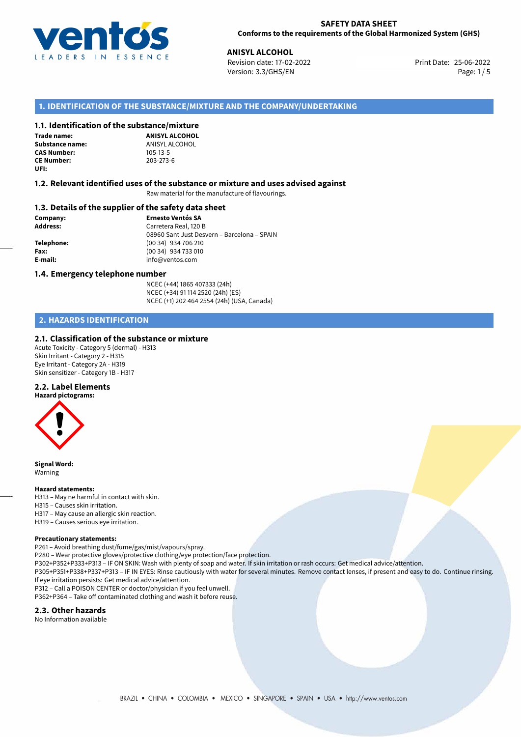**SAFETY DATA SHEET**
**Conforms to the requirements of the Global Harmonized System (GHS)**

**ANISYL ALCOHOL**
Revision date: 17-02-2022
Version: 3.3/GHS/EN
Print Date: 25-06-2022

## 1. IDENTIFICATION OF THE SUBSTANCE/MIXTURE AND THE COMPANY/UNDERTAKING

### 1.1. Identification of the substance/mixture

**Trade name:** **ANISYL ALCOHOL**
**Substance name:** ANISYL ALCOHOL
**CAS Number:** 105-13-5
**CE Number:** 203-273-6
**UFI:**

### 1.2. Relevant identified uses of the substance or mixture and uses advised against

Raw material for the manufacture of flavourings.

### 1.3. Details of the supplier of the safety data sheet

**Company:** **Ernesto Ventós SA**
**Address:** Carretera Real, 120 B
08960 Sant Just Desvern – Barcelona – SPAIN
**Telephone:** (00 34) 934 706 210
**Fax:** (00 34) 934 733 010
**E-mail:** info@ventos.com

### 1.4. Emergency telephone number

NCEC (+44) 1865 407333 (24h)
NCEC (+34) 91 114 2520 (24h) (ES)
NCEC (+1) 202 464 2554 (24h) (USA, Canada)

## 2. HAZARDS IDENTIFICATION

### 2.1. Classification of the substance or mixture

Acute Toxicity - Category 5 (dermal) - H313
Skin Irritant - Category 2 - H315
Eye Irritant - Category 2A - H319
Skin sensitizer - Category 1B - H317

### 2.2. Label Elements

**Hazard pictograms:**

**Signal Word:**
Warning

**Hazard statements:**
H313 – May ne harmful in contact with skin.
H315 – Causes skin irritation.
H317 – May cause an allergic skin reaction.
H319 – Causes serious eye irritation.

**Precautionary statements:**
P261 – Avoid breathing dust/fume/gas/mist/vapours/spray.
P280 – Wear protective gloves/protective clothing/eye protection/face protection.
P302+P352+P333+P313 – IF ON SKIN: Wash with plenty of soap and water. If skin irritation or rash occurs: Get medical advice/attention.
P305+P351+P338+P337+P313 – IF IN EYES: Rinse cautiously with water for several minutes. Remove contact lenses, if present and easy to do. Continue rinsing. If eye irritation persists: Get medical advice/attention.
P312 – Call a POISON CENTER or doctor/physician if you feel unwell.
P362+P364 – Take off contaminated clothing and wash it before reuse.

### 2.3. Other hazards

No Information available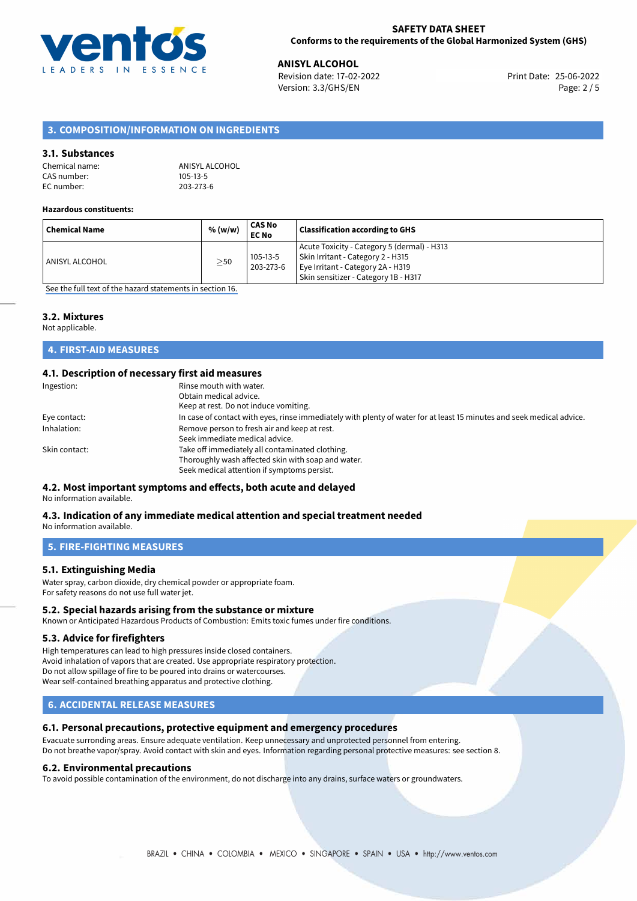## 3. COMPOSITION/INFORMATION ON INGREDIENTS

### 3.1. Substances

Chemical name: ANISYL ALCOHOL
CAS number: 105-13-5
EC number: 203-273-6

**Hazardous constituents:**

| Chemical Name | % (w/w) | CAS No<br>EC No | Classification according to GHS |
|---|---|---|---|
| ANISYL ALCOHOL | ≥50 | 105-13-5<br>203-273-6 | Acute Toxicity - Category 5 (dermal) - H313<br>Skin Irritant - Category 2 - H315<br>Eye Irritant - Category 2A - H319<br>Skin sensitizer - Category 1B - H317 |

See the full text of the hazard statements in section 16.

### 3.2. Mixtures

Not applicable.

## 4. FIRST-AID MEASURES

### 4.1. Description of necessary first aid measures

Ingestion: Rinse mouth with water.
Obtain medical advice.
Keep at rest. Do not induce vomiting.

Eye contact: In case of contact with eyes, rinse immediately with plenty of water for at least 15 minutes and seek medical advice.

Inhalation: Remove person to fresh air and keep at rest.
Seek immediate medical advice.

Skin contact: Take off immediately all contaminated clothing.
Thoroughly wash affected skin with soap and water.
Seek medical attention if symptoms persist.

### 4.2. Most important symptoms and effects, both acute and delayed

No information available.

### 4.3. Indication of any immediate medical attention and special treatment needed

No information available.

## 5. FIRE-FIGHTING MEASURES

### 5.1. Extinguishing Media

Water spray, carbon dioxide, dry chemical powder or appropriate foam.
For safety reasons do not use full water jet.

### 5.2. Special hazards arising from the substance or mixture

Known or Anticipated Hazardous Products of Combustion: Emits toxic fumes under fire conditions.

### 5.3. Advice for firefighters

High temperatures can lead to high pressures inside closed containers.
Avoid inhalation of vapors that are created. Use appropriate respiratory protection.
Do not allow spillage of fire to be poured into drains or watercourses.
Wear self-contained breathing apparatus and protective clothing.

## 6. ACCIDENTAL RELEASE MEASURES

### 6.1. Personal precautions, protective equipment and emergency procedures

Evacuate surrounding areas. Ensure adequate ventilation. Keep unnecessary and unprotected personnel from entering.
Do not breathe vapor/spray. Avoid contact with skin and eyes. Information regarding personal protective measures: see section 8.

### 6.2. Environmental precautions

To avoid possible contamination of the environment, do not discharge into any drains, surface waters or groundwaters.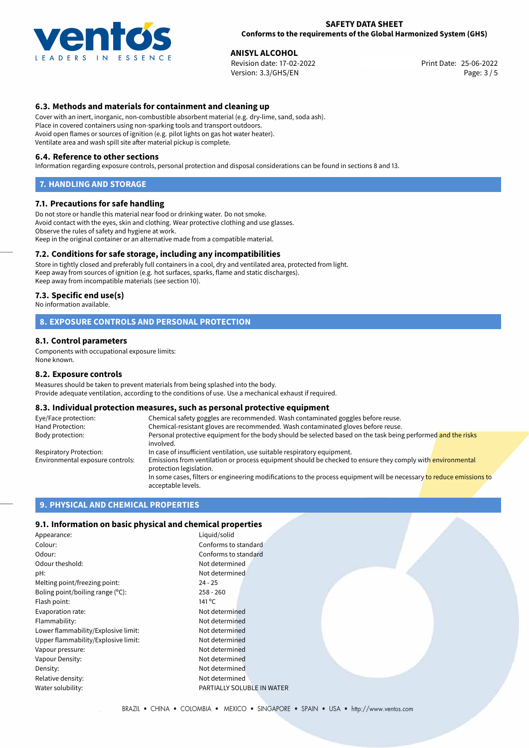### 6.3. Methods and materials for containment and cleaning up

Cover with an inert, inorganic, non-combustible absorbent material (e.g. dry-lime, sand, soda ash).
Place in covered containers using non-sparking tools and transport outdoors.
Avoid open flames or sources of ignition (e.g. pilot lights on gas hot water heater).
Ventilate area and wash spill site after material pickup is complete.

### 6.4. Reference to other sections

Information regarding exposure controls, personal protection and disposal considerations can be found in sections 8 and 13.

## 7. HANDLING AND STORAGE

### 7.1. Precautions for safe handling

Do not store or handle this material near food or drinking water. Do not smoke.
Avoid contact with the eyes, skin and clothing. Wear protective clothing and use glasses.
Observe the rules of safety and hygiene at work.
Keep in the original container or an alternative made from a compatible material.

### 7.2. Conditions for safe storage, including any incompatibilities

Store in tightly closed and preferably full containers in a cool, dry and ventilated area, protected from light.
Keep away from sources of ignition (e.g. hot surfaces, sparks, flame and static discharges).
Keep away from incompatible materials (see section 10).

### 7.3. Specific end use(s)

No information available.

## 8. EXPOSURE CONTROLS AND PERSONAL PROTECTION

### 8.1. Control parameters

Components with occupational exposure limits:
None known.

### 8.2. Exposure controls

Measures should be taken to prevent materials from being splashed into the body.
Provide adequate ventilation, according to the conditions of use. Use a mechanical exhaust if required.

### 8.3. Individual protection measures, such as personal protective equipment

| | |
|---|---|
| Eye/Face protection: | Chemical safety goggles are recommended. Wash contaminated goggles before reuse. |
| Hand Protection: | Chemical-resistant gloves are recommended. Wash contaminated gloves before reuse. |
| Body protection: | Personal protective equipment for the body should be selected based on the task being performed and the risks involved. |
| Respiratory Protection: | In case of insufficient ventilation, use suitable respiratory equipment. |
| Environmental exposure controls: | Emissions from ventilation or process equipment should be checked to ensure they comply with environmental protection legislation. In some cases, filters or engineering modifications to the process equipment will be necessary to reduce emissions to acceptable levels. |

## 9. PHYSICAL AND CHEMICAL PROPERTIES

### 9.1. Information on basic physical and chemical properties

| | |
|---|---|
| Appearance: | Liquid/solid |
| Colour: | Conforms to standard |
| Odour: | Conforms to standard |
| Odour theshold: | Not determined |
| pH: | Not determined |
| Melting point/freezing point: | 24 - 25 |
| Boling point/boiling range (°C): | 258 - 260 |
| Flash point: | 141 °C |
| Evaporation rate: | Not determined |
| Flammability: | Not determined |
| Lower flammability/Explosive limit: | Not determined |
| Upper flammability/Explosive limit: | Not determined |
| Vapour pressure: | Not determined |
| Vapour Density: | Not determined |
| Density: | Not determined |
| Relative density: | Not determined |
| Water solubility: | PARTIALLY SOLUBLE IN WATER |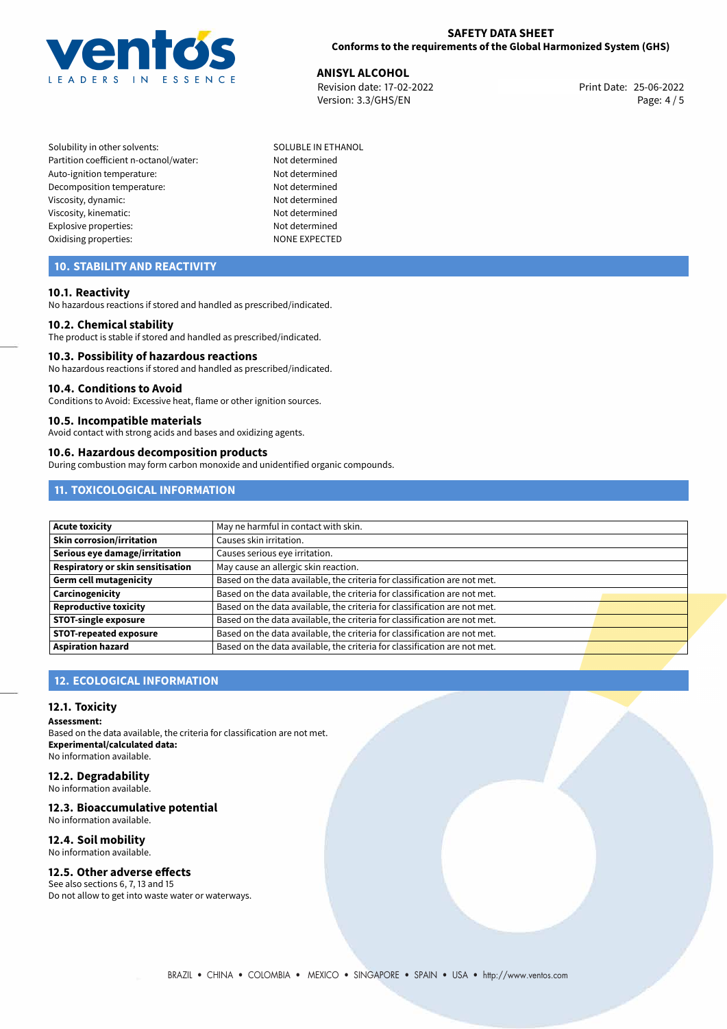| | |
|---|---|
| Solubility in other solvents: | SOLUBLE IN ETHANOL |
| Partition coefficient n-octanol/water: | Not determined |
| Auto-ignition temperature: | Not determined |
| Decomposition temperature: | Not determined |
| Viscosity, dynamic: | Not determined |
| Viscosity, kinematic: | Not determined |
| Explosive properties: | Not determined |
| Oxidising properties: | NONE EXPECTED |

## 10. STABILITY AND REACTIVITY

### 10.1. Reactivity

No hazardous reactions if stored and handled as prescribed/indicated.

### 10.2. Chemical stability

The product is stable if stored and handled as prescribed/indicated.

### 10.3. Possibility of hazardous reactions

No hazardous reactions if stored and handled as prescribed/indicated.

### 10.4. Conditions to Avoid

Conditions to Avoid: Excessive heat, flame or other ignition sources.

### 10.5. Incompatible materials

Avoid contact with strong acids and bases and oxidizing agents.

### 10.6. Hazardous decomposition products

During combustion may form carbon monoxide and unidentified organic compounds.

## 11. TOXICOLOGICAL INFORMATION

| | |
|---|---|
| **Acute toxicity** | May ne harmful in contact with skin. |
| **Skin corrosion/irritation** | Causes skin irritation. |
| **Serious eye damage/irritation** | Causes serious eye irritation. |
| **Respiratory or skin sensitisation** | May cause an allergic skin reaction. |
| **Germ cell mutagenicity** | Based on the data available, the criteria for classification are not met. |
| **Carcinogenicity** | Based on the data available, the criteria for classification are not met. |
| **Reproductive toxicity** | Based on the data available, the criteria for classification are not met. |
| **STOT-single exposure** | Based on the data available, the criteria for classification are not met. |
| **STOT-repeated exposure** | Based on the data available, the criteria for classification are not met. |
| **Aspiration hazard** | Based on the data available, the criteria for classification are not met. |

## 12. ECOLOGICAL INFORMATION

### 12.1. Toxicity

**Assessment:**
Based on the data available, the criteria for classification are not met.
**Experimental/calculated data:**
No information available.

### 12.2. Degradability

No information available.

### 12.3. Bioaccumulative potential

No information available.

### 12.4. Soil mobility

No information available.

### 12.5. Other adverse effects

See also sections 6, 7, 13 and 15
Do not allow to get into waste water or waterways.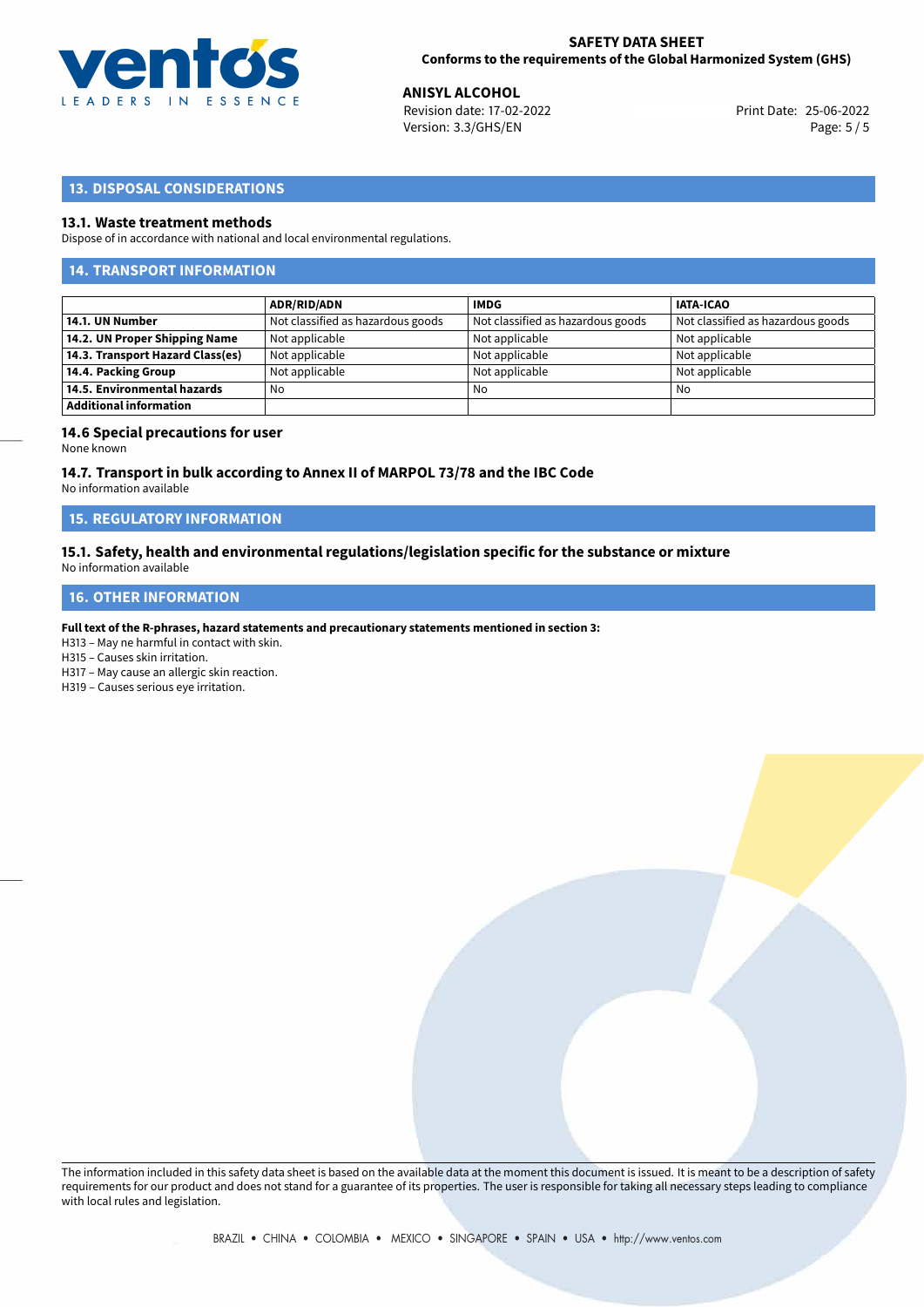## 13. DISPOSAL CONSIDERATIONS

### 13.1. Waste treatment methods

Dispose of in accordance with national and local environmental regulations.

## 14. TRANSPORT INFORMATION

| | ADR/RID/ADN | IMDG | IATA-ICAO |
|---|---|---|---|
| **14.1. UN Number** | Not classified as hazardous goods | Not classified as hazardous goods | Not classified as hazardous goods |
| **14.2. UN Proper Shipping Name** | Not applicable | Not applicable | Not applicable |
| **14.3. Transport Hazard Class(es)** | Not applicable | Not applicable | Not applicable |
| **14.4. Packing Group** | Not applicable | Not applicable | Not applicable |
| **14.5. Environmental hazards** | No | No | No |
| **Additional information** | | | |

### 14.6 Special precautions for user

None known

### 14.7. Transport in bulk according to Annex II of MARPOL 73/78 and the IBC Code

No information available

## 15. REGULATORY INFORMATION

### 15.1. Safety, health and environmental regulations/legislation specific for the substance or mixture

No information available

## 16. OTHER INFORMATION

**Full text of the R-phrases, hazard statements and precautionary statements mentioned in section 3:**

H313 – May ne harmful in contact with skin.
H315 – Causes skin irritation.
H317 – May cause an allergic skin reaction.
H319 – Causes serious eye irritation.

The information included in this safety data sheet is based on the available data at the moment this document is issued. It is meant to be a description of safety requirements for our product and does not stand for a guarantee of its properties. The user is responsible for taking all necessary steps leading to compliance with local rules and legislation.